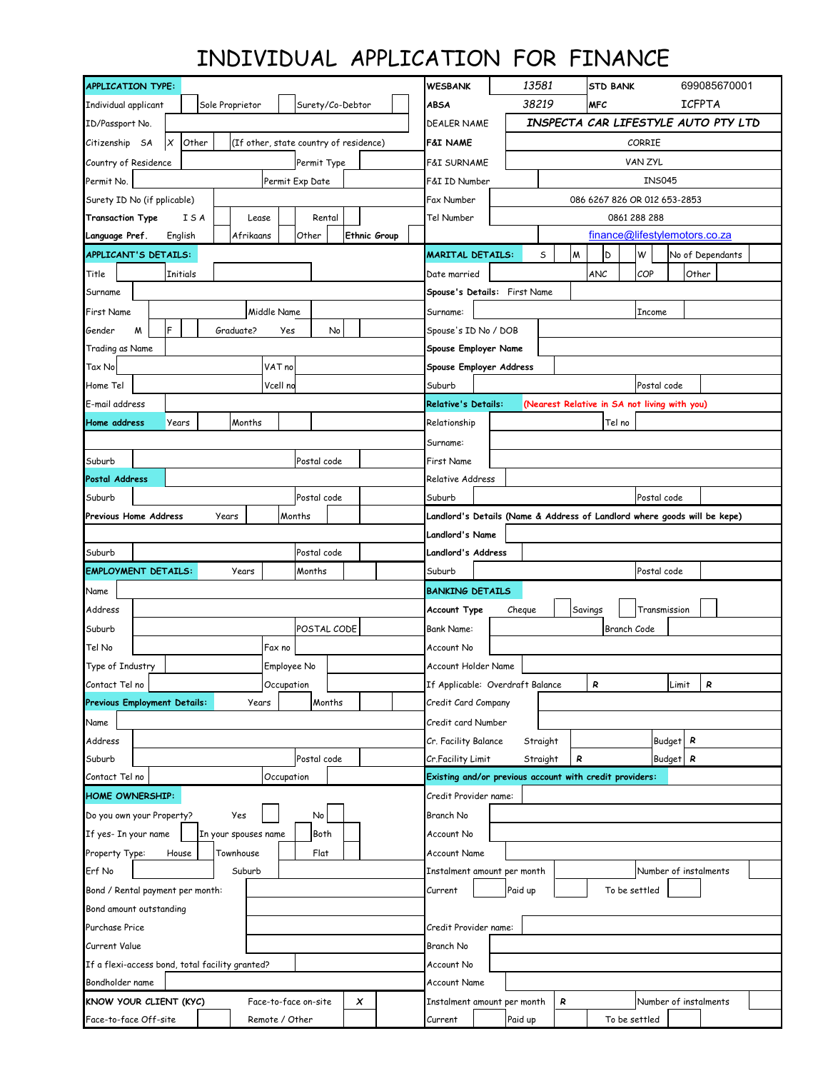# INDIVIDUAL APPLICATION FOR FINANCE

| APPLICATION TYPE: | | | | | |
|---|---|---|---|---|---|
| Individual applicant | | Sole Proprietor | | Surety/Co-Debtor | |
| ID/Passport No. | | | | | |
| Citizenship SA | X | Other | | (If other, state country of residence) | |
| Country of Residence | | | Permit Type | | |
| Permit No. | | | Permit Exp Date | | |
| Surety ID No (if pplicable) | | | | | |
| Transaction Type I S A | | Lease | | Rental | |
| Language Pref. English | | Afrikaans | | Other | Ethnic Group |

| WESBANK | 13581 | STD BANK | 699085670001 |
|---|---|---|---|
| ABSA | 38219 | MFC | ICFPTA |
| DEALER NAME | *INSPECTA CAR LIFESTYLE AUTO PTY LTD* | | |
| F&I NAME | CORRIE | | |
| F&I SURNAME | VAN ZYL | | |
| F&I ID Number | INS045 | | |
| Fax Number | 086 6267 826 OR 012 653-2853 | | |
| Tel Number | 0861 288 288 | | |
| | finance@lifestylemotors.co.za | | |

| APPLICANT'S DETAILS: | | | | | |
|---|---|---|---|---|---|
| Title | | Initials | | | |
| Surname | | | | | |
| First Name | | Middle Name | | | |
| Gender M | | F | Graduate? Yes | | No |
| Trading as Name | | | | | |
| Tax No | | VAT no | | | |
| Home Tel | | Vcell no | | | |
| E-mail address | | | | | |
| Home address | Years | | Months | | |
| | | | | | |
| Suburb | | Postal code | | | |
| Postal Address | | | | | |
| Suburb | | Postal code | | | |
| Previous Home Address | Years | | Months | | |
| | | | | | |
| Suburb | | Postal code | | | |

| MARITAL DETAILS: | S | M | D | W | No of Dependants |
|---|---|---|---|---|---|
| Date married | | ANC | COP | Other | |
| Spouse's Details: First Name | | | | | |
| Surname: | | Income | | | |
| Spouse's ID No / DOB | | | | | |
| Spouse Employer Name | | | | | |
| Spouse Employer Address | | | | | |
| Suburb | | Postal code | | | |

| Relative's Details: (Nearest Relative in SA not living with you) | | | |
|---|---|---|---|
| Relationship | | Tel no | |
| Surname: | | | |
| First Name | | | |
| Relative Address | | | |
| Suburb | | Postal code | |

| Landlord's Details (Name & Address of Landlord where goods will be kepe) | | | |
|---|---|---|---|
| Landlord's Name | | | |
| Landlord's Address | | | |
| Suburb | | Postal code | |

| EMPLOYMENT DETAILS: | Years | | Months | |
|---|---|---|---|---|
| Name | | | | |
| Address | | | | |
| Suburb | | POSTAL CODE | | |
| Tel No | | Fax no | | |
| Type of Industry | | Employee No | | |
| Contact Tel no | | Occupation | | |
| Previous Employment Details: | Years | | Months | |
| Name | | | | |
| Address | | | | |
| Suburb | | Postal code | | |
| Contact Tel no | | Occupation | | |

| BANKING DETAILS | | | | | | |
|---|---|---|---|---|---|---|
| Account Type | Cheque | | Savings | | Transmission | |
| Bank Name: | | | Branch Code | | | |
| Account No | | | | | | |
| Account Holder Name | | | | | | |
| If Applicable: Overdraft Balance | R | | Limit | R | | |
| Credit Card Company | | | | | | |
| Credit card Number | | | | | | |
| Cr. Facility Balance | Straight | | Budget | R | | |
| Cr.Facility Limit | Straight | R | Budget | R | | |

| HOME OWNERSHIP: | | | | |
|---|---|---|---|---|
| Do you own your Property? | Yes | | No | |
| If yes- In your name | | In your spouses name | Both | |
| Property Type: | House | Townhouse | Flat | |
| Erf No | | Suburb | | |
| Bond / Rental payment per month: | | | | |
| Bond amount outstanding | | | | |
| Purchase Price | | | | |
| Current Value | | | | |
| If a flexi-access bond, total facility granted? | | | | |
| Bondholder name | | | | |

| Existing and/or previous account with credit providers: | | | | | |
|---|---|---|---|---|---|
| Credit Provider name: | | | | | |
| Branch No | | | | | |
| Account No | | | | | |
| Account Name | | | | | |
| Instalment amount per month | | | Number of instalments | | |
| Current | | Paid up | | To be settled | |
| | | | | | |
| Credit Provider name: | | | | | |
| Branch No | | | | | |
| Account No | | | | | |
| Account Name | | | | | |
| Instalment amount per month | R | | Number of instalments | | |
| Current | | Paid up | | To be settled | |

| KNOW YOUR CLIENT (KYC) | | Face-to-face on-site | X |
|---|---|---|---|
| Face-to-face Off-site | | Remote / Other | |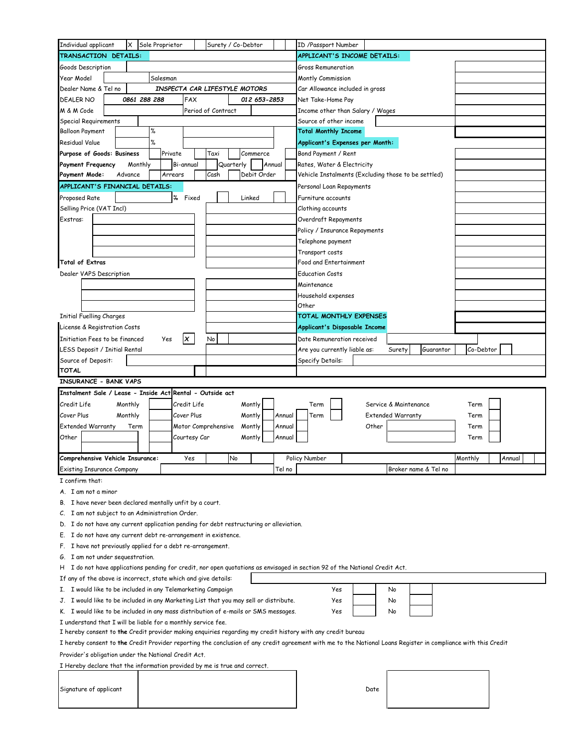| | | | | | | | |
|---|---|---|---|---|---|---|---|
| Individual applicant | X | Sole Proprietor | | Surety / Co-Debtor | | ID /Passport Number | |
| **TRANSACTION DETAILS:** | | | | | | **APPLICANT'S INCOME DETAILS:** | |
| Goods Description | | | | | | Gross Remuneration | |
| Year Model | | Salesman | | | | Montly Commission | |
| Dealer Name & Tel no | | *INSPECTA CAR LIFESTYLE MOTORS* | | | | Car Allowance included in gross | |
| DEALER NO | *0861 288 288* | FAX | *012 653-2853* | | | Net Take-Home Pay | |
| M & M Code | | Period of Contract | | | | Income other than Salary / Wages | |
| Special Requirements | | | | | | Source of other income | |
| Balloon Payment | % | | | | | **Total Monthly Income** | |
| Residual Value | % | | | | | **Applicant's Expenses per Month:** | |
| **Purpose of Goods: Business** | | Private | Taxi | Commerce | | Bond Payment / Rent | |
| **Payment Frequency** | Monthly | Bi-annual | Quarterly | Annual | | Rates, Water & Electricity | |
| **Payment Mode:** | Advance | Arrears | Cash | Debit Order | | Vehicle Instalments (Excluding those to be settled) | |
| **APPLICANT'S FINANCIAL DETAILS:** | | | | | | Personal Loan Repayments | |
| Proposed Rate | % | Fixed | | Linked | | Furniture accounts | |
| Selling Price (VAT Incl) | | | | | | Clothing accounts | |
| Exstras: | | | | | | Overdraft Repayments | |
| | | | | | | Policy / Insurance Repayments | |
| | | | | | | Telephone payment | |
| | | | | | | Transport costs | |
| **Total of Extras** | | | | | | Food and Entertainment | |
| Dealer VAPS Description | | | | | | Education Costs | |
| | | | | | | Maintenance | |
| | | | | | | Household expenses | |
| | | | | | | Other | |
| Initial Fuelling Charges | | | | | | **TOTAL MONTHLY EXPENSES** | |
| License & Registration Costs | | | | | | **Applicant's Disposable Income** | |
| Initiation Fees to be financed | Yes | *X* | No | | | Date Remuneration received | |
| LESS Deposit / Initial Rental | | | | | | Are you currently liable as: Surety / Guarantor / Co-Debtor | |
| Source of Deposit: | | | | | | Specify Details: | |
| **TOTAL** | | | | | | | |

**INSURANCE - BANK VAPS**

| **Instalment Sale / Lease - Inside Act** | | | **Rental - Outside act** | | | | | | |
|---|---|---|---|---|---|---|---|---|---|
| Credit Life | Monthly | | Credit Life | Montly | | Term | | Service & Maintenance | Term |
| Cover Plus | Monthly | | Cover Plus | Montly | Annual | Term | | Extended Warranty | Term |
| Extended Warranty | Term | | Motor Comprehensive | Montly | Annual | | | Other | Term |
| Other | | | Courtesy Car | Montly | Annual | | | | Term |

| | | | | | | | |
|---|---|---|---|---|---|---|---|
| **Comprehensive Vehicle Insurance:** | Yes | No | Policy Number | | Monthly | Annual | |
| Existing Insurance Company | | Tel no | | Broker name & Tel no | | | |

I confirm that:

A. I am not a minor

B. I have never been declared mentally unfit by a court.

C. I am not subject to an Administration Order.

D. I do not have any current application pending for debt restructuring or alleviation.

E. I do not have any current debt re-arrangement in existence.

F. I have not previously applied for a debt re-arrangement.

G. I am not under sequestration.

H I do not have applications pending for credit, nor open quotations as envisaged in section 92 of the National Credit Act.

If any of the above is incorrect, state which and give details:

I. I would like to be included in any Telemarketing Campaign — Yes ☐ No ☐

J. I would like to be included in any Marketing List that you may sell or distribute. — Yes ☐ No ☐

K. I would like to be included in any mass distribution of e-mails or SMS messages. — Yes ☐ No ☐

I understand that I will be liable for a monthly service fee.

I hereby consent to **the** Credit provider making enquiries regarding my credit history with any credit bureau

I hereby consent to **the** Credit Provider reporting the conclusion of any credit agreement with me to the National Loans Register in compliance with this Credit Provider's obligation under the National Credit Act.

I Hereby declare that the information provided by me is true and correct.

| | | | |
|---|---|---|---|
| Signature of applicant | | Date | |